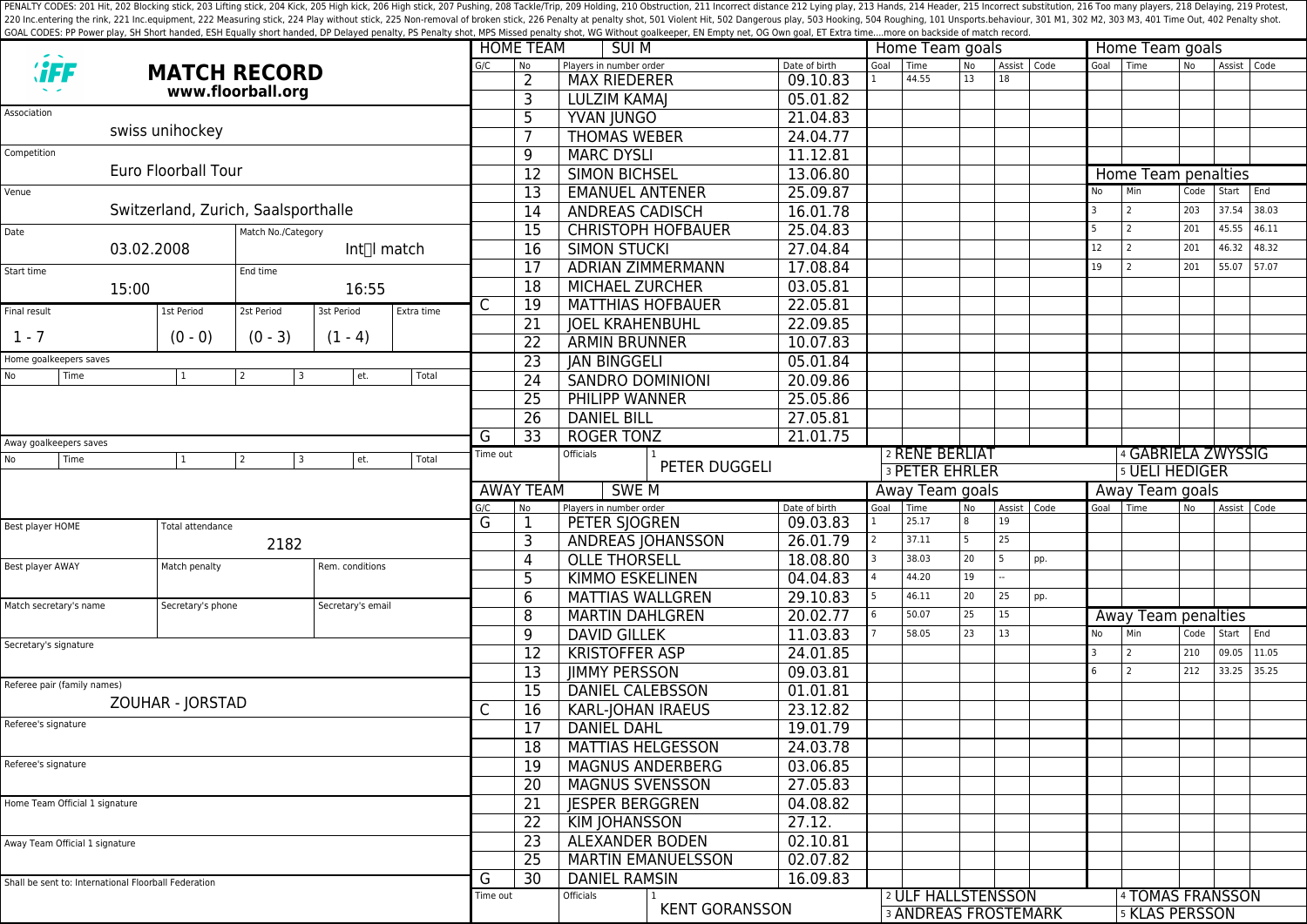PENALTY CODES: 201 Hit, 202 Blocking stick, 203 Lifting stick, 204 Kick, 205 High kick, 206 High stick, 207 Pushing, 208 Tackle/Trip, 209 Holding, 210 Obstruction, 211 Incorrect distance 212 Lying play, 213 Hands, 214 Header, 215 Incorrect substitution, 216 Too many players, 218 Delaying, 219 Protest, 220 Inc.entering the rink, 221 Inc.equipment, 222 Measuring stick, 224 Play without stick, 225 Non-removal of broken stick, 226 Penalty at penalty shot, 501 Violent Hit, 502 Dangerous play, 503 Hooking, 504 Roughing, 101 Unsports.behaviour, 301 M1, 302 M2, 303 M3, 401 Time Out, 402 Penalty shot.
GOAL CODES: PP Power play, SH Short handed, ESH Equally short handed, DP Delayed penalty, PS Penalty shot, MPS Missed penalty shot, WG Without goalkeeper, EN Empty net, OG Own goal, ET Extra time....more on backside of match record.

# MATCH RECORD

**www.floorball.org**

| | |
|---|---|
| Association | swiss unihockey |
| Competition | Euro Floorball Tour |
| Venue | Switzerland, Zurich, Saalsporthalle |
| Date | 03.02.2008 |
| Match No./Category | Int'l match |
| Start time | 15:00 |
| End time | 16:55 |

| Final result | 1st Period | 2st Period | 3st Period | Extra time |
|---|---|---|---|---|
| 1 - 7 | (0 - 0) | (0 - 3) | (1 - 4) | |

Home goalkeepers saves

| No | Time | 1 | 2 | 3 | et. | Total |
|---|---|---|---|---|---|---|
| | | | | | | |

Away goalkeepers saves

| No | Time | 1 | 2 | 3 | et. | Total |
|---|---|---|---|---|---|---|
| | | | | | | |

| | | |
|---|---|---|
| Best player HOME | Total attendance: 2182 | |
| Best player AWAY | Match penalty | Rem. conditions |
| Match secretary's name | Secretary's phone | Secretary's email |

Secretary's signature

Referee pair (family names): ZOUHAR - JORSTAD

Referee's signature

Referee's signature

Home Team Official 1 signature

Away Team Official 1 signature

Shall be sent to: International Floorball Federation

## HOME TEAM: SUI M

| G/C | No | Players in number order | Date of birth |
|---|---|---|---|
| | 2 | MAX RIEDERER | 09.10.83 |
| | 3 | LULZIM KAMAJ | 05.01.82 |
| | 5 | YVAN JUNGO | 21.04.83 |
| | 7 | THOMAS WEBER | 24.04.77 |
| | 9 | MARC DYSLI | 11.12.81 |
| | 12 | SIMON BICHSEL | 13.06.80 |
| | 13 | EMANUEL ANTENER | 25.09.87 |
| | 14 | ANDREAS CADISCH | 16.01.78 |
| | 15 | CHRISTOPH HOFBAUER | 25.04.83 |
| | 16 | SIMON STUCKI | 27.04.84 |
| | 17 | ADRIAN ZIMMERMANN | 17.08.84 |
| | 18 | MICHAEL ZURCHER | 03.05.81 |
| C | 19 | MATTHIAS HOFBAUER | 22.05.81 |
| | 21 | JOEL KRAHENBUHL | 22.09.85 |
| | 22 | ARMIN BRUNNER | 10.07.83 |
| | 23 | JAN BINGGELI | 05.01.84 |
| | 24 | SANDRO DOMINIONI | 20.09.86 |
| | 25 | PHILIPP WANNER | 25.05.86 |
| | 26 | DANIEL BILL | 27.05.81 |
| G | 33 | ROGER TONZ | 21.01.75 |

Time out

Officials: 1 PETER DUGGELI, 2 RENE BERLIAT, 3 PETER EHRLER, 4 GABRIELA ZWYSSIG, 5 UELI HEDIGER

### Home Team goals

| Goal | Time | No | Assist | Code |
|---|---|---|---|---|
| 1 | 44.55 | 13 | 18 | |

### Home Team penalties

| No | Min | Code | Start | End |
|---|---|---|---|---|
| 3 | 2 | 203 | 37.54 | 38.03 |
| 5 | 2 | 201 | 45.55 | 46.11 |
| 12 | 2 | 201 | 46.32 | 48.32 |
| 19 | 2 | 201 | 55.07 | 57.07 |

## AWAY TEAM: SWE M

| G/C | No | Players in number order | Date of birth |
|---|---|---|---|
| G | 1 | PETER SJOGREN | 09.03.83 |
| | 3 | ANDREAS JOHANSSON | 26.01.79 |
| | 4 | OLLE THORSELL | 18.08.80 |
| | 5 | KIMMO ESKELINEN | 04.04.83 |
| | 6 | MATTIAS WALLGREN | 29.10.83 |
| | 8 | MARTIN DAHLGREN | 20.02.77 |
| | 9 | DAVID GILLEK | 11.03.83 |
| | 12 | KRISTOFFER ASP | 24.01.85 |
| | 13 | JIMMY PERSSON | 09.03.81 |
| | 15 | DANIEL CALEBSSON | 01.01.81 |
| C | 16 | KARL-JOHAN IRAEUS | 23.12.82 |
| | 17 | DANIEL DAHL | 19.01.79 |
| | 18 | MATTIAS HELGESSON | 24.03.78 |
| | 19 | MAGNUS ANDERBERG | 03.06.85 |
| | 20 | MAGNUS SVENSSON | 27.05.83 |
| | 21 | JESPER BERGGREN | 04.08.82 |
| | 22 | KIM JOHANSSON | 27.12. |
| | 23 | ALEXANDER BODEN | 02.10.81 |
| | 25 | MARTIN EMANUELSSON | 02.07.82 |
| G | 30 | DANIEL RAMSIN | 16.09.83 |

Time out

Officials: 1 KENT GORANSSON, 2 ULF HALLSTENSSON, 3 ANDREAS FROSTEMARK, 4 TOMAS FRANSSON, 5 KLAS PERSSON

### Away Team goals

| Goal | Time | No | Assist | Code |
|---|---|---|---|---|
| 1 | 25.17 | 8 | 19 | |
| 2 | 37.11 | 5 | 25 | |
| 3 | 38.03 | 20 | 5 | pp. |
| 4 | 44.20 | 19 | -- | |
| 5 | 46.11 | 20 | 25 | pp. |
| 6 | 50.07 | 25 | 15 | |
| 7 | 58.05 | 23 | 13 | |

### Away Team penalties

| No | Min | Code | Start | End |
|---|---|---|---|---|
| 3 | 2 | 210 | 09.05 | 11.05 |
| 6 | 2 | 212 | 33.25 | 35.25 |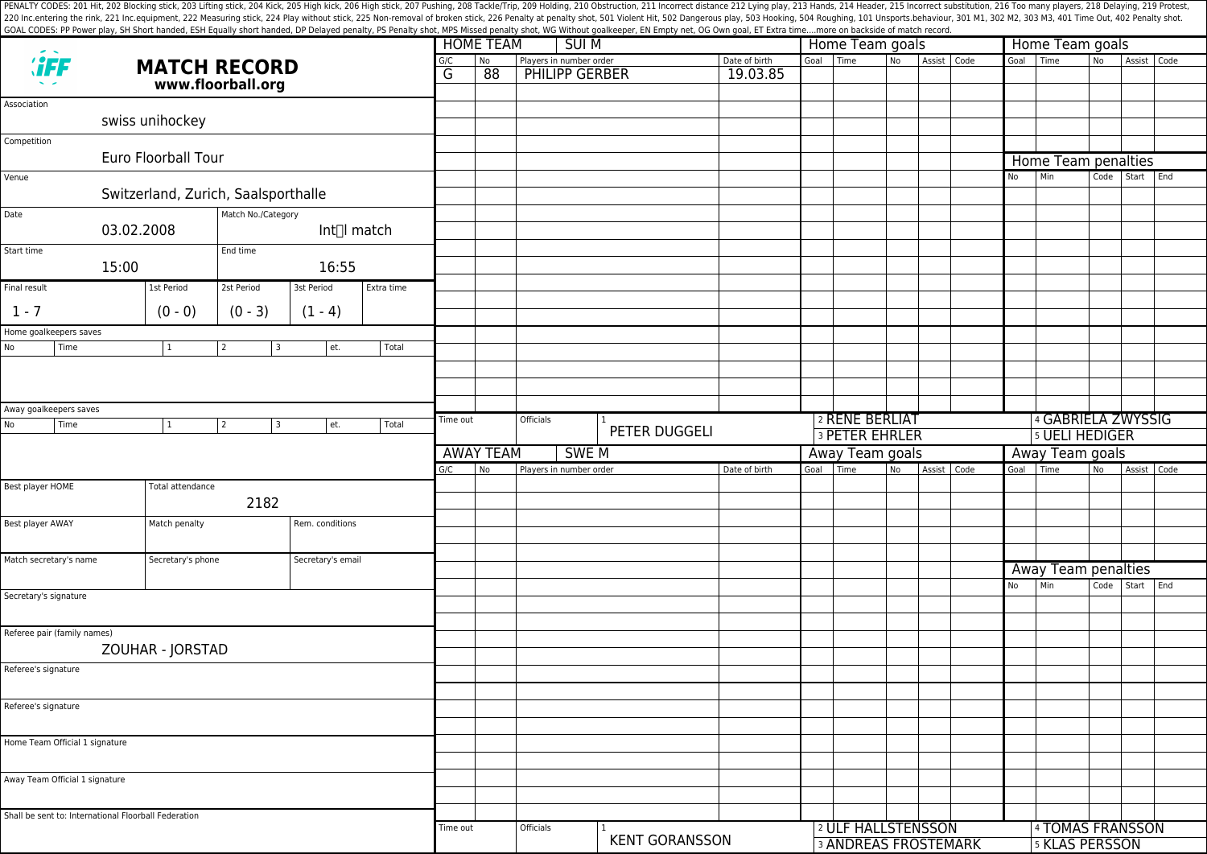PENALTY CODES: 201 Hit, 202 Blocking stick, 203 Lifting stick, 204 Kick, 205 High kick, 206 High stick, 207 Pushing, 208 Tackle/Trip, 209 Holding, 210 Obstruction, 211 Incorrect distance 212 Lying play, 213 Hands, 214 Header, 215 Incorrect substitution, 216 Too many players, 218 Delaying, 219 Protest, 220 Inc.entering the rink, 221 Inc.equipment, 222 Measuring stick, 224 Play without stick, 225 Non-removal of broken stick, 226 Penalty at penalty shot, 501 Violent Hit, 502 Dangerous play, 503 Hooking, 504 Roughing, 101 Unsports.behaviour, 301 M1, 302 M2, 303 M3, 401 Time Out, 402 Penalty shot.

GOAL CODES: PP Power play, SH Short handed, ESH Equally short handed, DP Delayed penalty, PS Penalty shot, MPS Missed penalty shot, WG Without goalkeeper, EN Empty net, OG Own goal, ET Extra time....more on backside of match record.

# MATCH RECORD

**www.floorball.org**

| | |
|---|---|
| Association | swiss unihockey |
| Competition | Euro Floorball Tour |
| Venue | Switzerland, Zurich, Saalsporthalle |
| Date | 03.02.2008 |
| Match No./Category | Int l match |
| Start time | 15:00 |
| End time | 16:55 |

| Final result | 1st Period | 2st Period | 3st Period | Extra time |
|---|---|---|---|---|
| 1 - 7 | (0 - 0) | (0 - 3) | (1 - 4) | |

Home goalkeepers saves

| No | Time | 1 | 2 | 3 | et. | Total |
|---|---|---|---|---|---|---|
| | | | | | | |

Away goalkeepers saves

| No | Time | 1 | 2 | 3 | et. | Total |
|---|---|---|---|---|---|---|
| | | | | | | |

| | |
|---|---|
| Best player HOME | |
| Best player AWAY | |
| Total attendance | 2182 |
| Match penalty | |
| Rem. conditions | |
| Match secretary's name | |
| Secretary's phone | |
| Secretary's email | |
| Secretary's signature | |
| Referee pair (family names) | ZOUHAR - JORSTAD |
| Referee's signature | |
| Referee's signature | |
| Home Team Official 1 signature | |
| Away Team Official 1 signature | |

Shall be sent to: International Floorball Federation

## HOME TEAM SUI M

| G/C | No | Players in number order | Date of birth |
|---|---|---|---|
| G | 88 | PHILIPP GERBER | 19.03.85 |

Time out:

Officials: 1 PETER DUGGELI, 2 RENE BERLIAT, 3 PETER EHRLER, 4 GABRIELA ZWYSSIG, 5 UELI HEDIGER

### Home Team goals

| Goal | Time | No | Assist | Code |
|---|---|---|---|---|
| | | | | |

### Home Team penalties

| No | Min | Code | Start | End |
|---|---|---|---|---|
| | | | | |

## AWAY TEAM SWE M

| G/C | No | Players in number order | Date of birth |
|---|---|---|---|
| | | | |

Time out:

Officials: 1 KENT GORANSSON, 2 ULF HALLSTENSSON, 3 ANDREAS FROSTEMARK, 4 TOMAS FRANSSON, 5 KLAS PERSSON

### Away Team goals

| Goal | Time | No | Assist | Code |
|---|---|---|---|---|
| | | | | |

### Away Team penalties

| No | Min | Code | Start | End |
|---|---|---|---|---|
| | | | | |